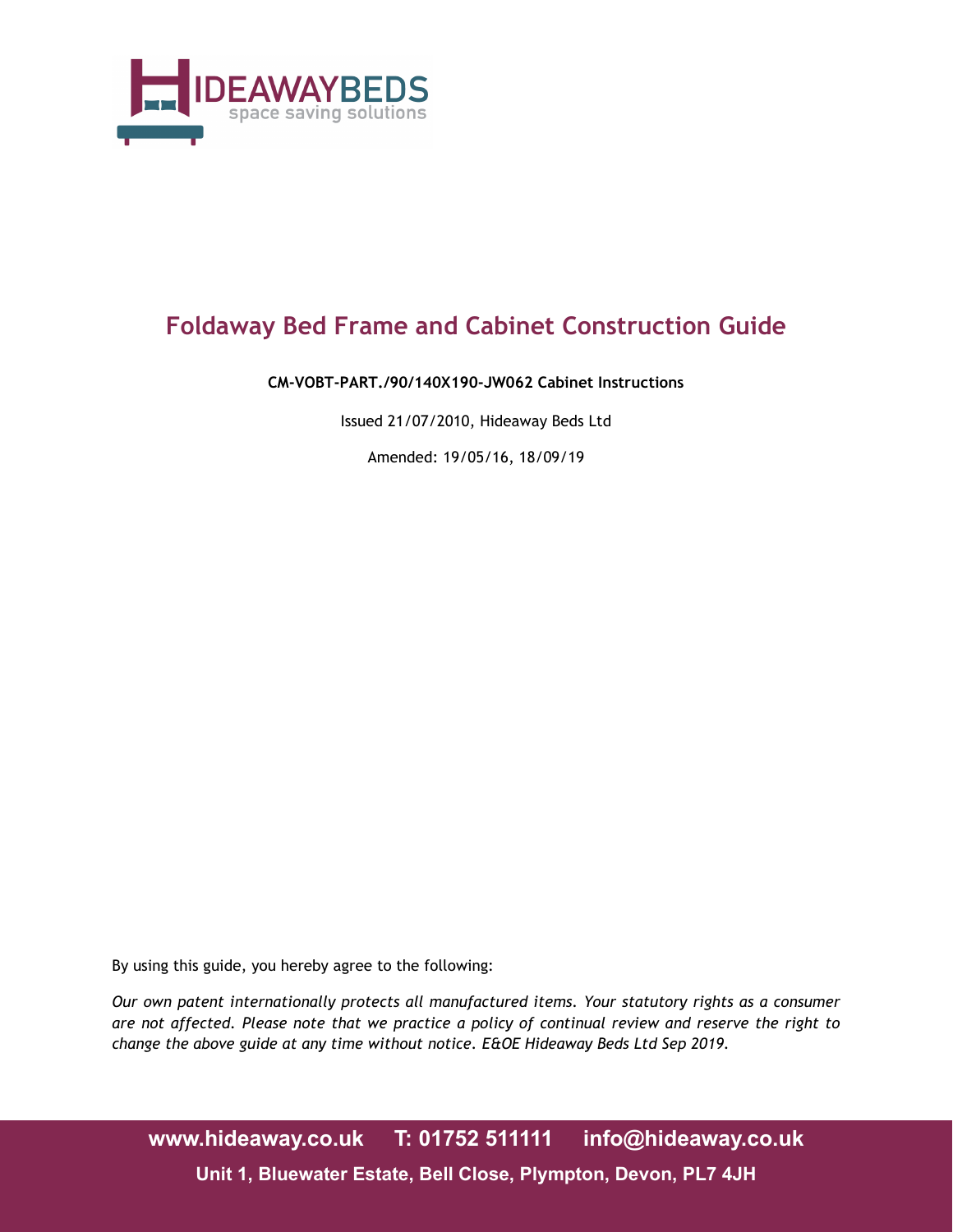HIDEAWAYBEDS
space saving solutions

# Foldaway Bed Frame and Cabinet Construction Guide

**CM-VOBT-PART./90/140X190-JW062 Cabinet Instructions**

Issued 21/07/2010, Hideaway Beds Ltd

Amended: 19/05/16, 18/09/19

By using this guide, you hereby agree to the following:

*Our own patent internationally protects all manufactured items. Your statutory rights as a consumer are not affected. Please note that we practice a policy of continual review and reserve the right to change the above guide at any time without notice. E&OE Hideaway Beds Ltd Sep 2019.*

**www.hideaway.co.uk T: 01752 511111 info@hideaway.co.uk**

**Unit 1, Bluewater Estate, Bell Close, Plympton, Devon, PL7 4JH**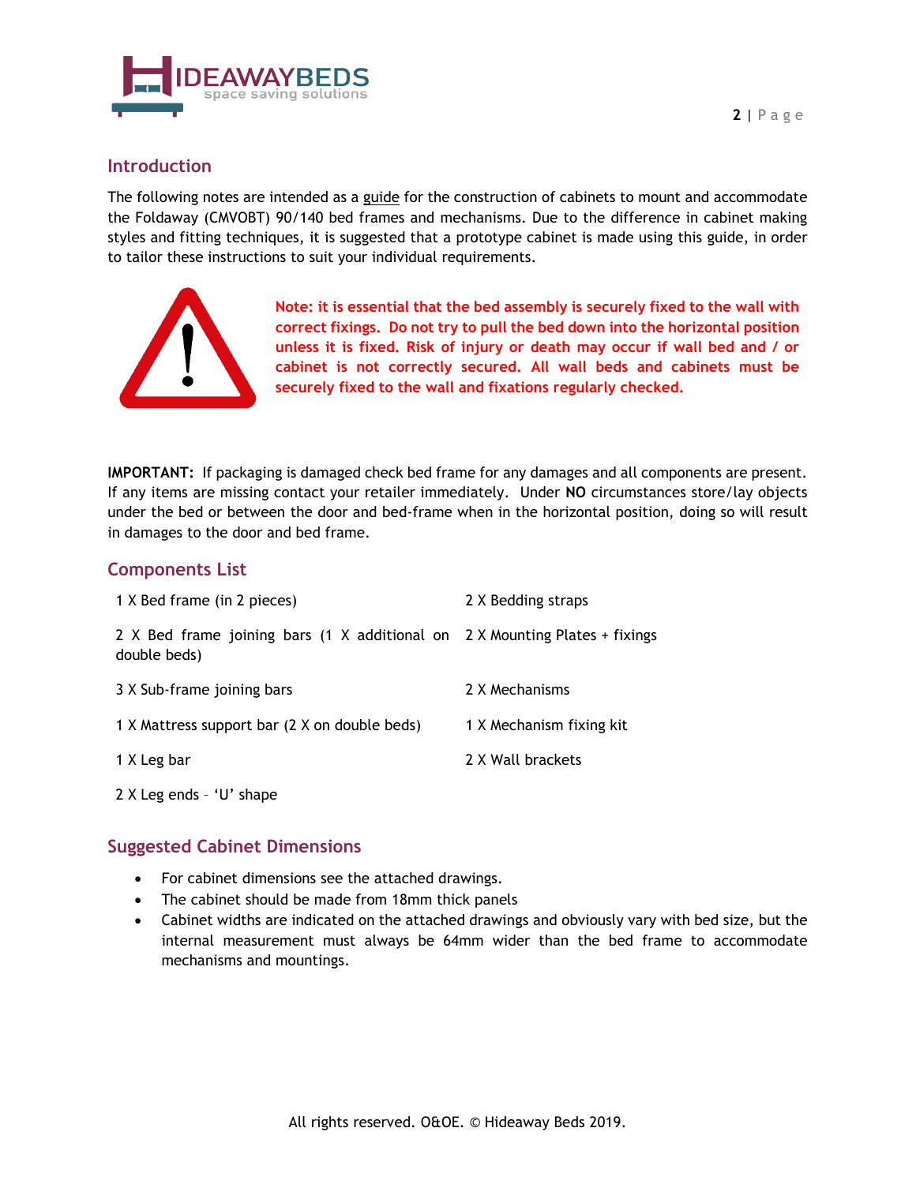## Introduction

The following notes are intended as a guide for the construction of cabinets to mount and accommodate the Foldaway (CMVOBT) 90/140 bed frames and mechanisms. Due to the difference in cabinet making styles and fitting techniques, it is suggested that a prototype cabinet is made using this guide, in order to tailor these instructions to suit your individual requirements.

**Note: it is essential that the bed assembly is securely fixed to the wall with correct fixings. Do not try to pull the bed down into the horizontal position unless it is fixed. Risk of injury or death may occur if wall bed and / or cabinet is not correctly secured. All wall beds and cabinets must be securely fixed to the wall and fixations regularly checked.**

**IMPORTANT:** If packaging is damaged check bed frame for any damages and all components are present. If any items are missing contact your retailer immediately. Under **NO** circumstances store/lay objects under the bed or between the door and bed-frame when in the horizontal position, doing so will result in damages to the door and bed frame.

## Components List

- 1 X Bed frame (in 2 pieces)
- 2 X Bed frame joining bars (1 X additional on double beds)
- 3 X Sub-frame joining bars
- 1 X Mattress support bar (2 X on double beds)
- 1 X Leg bar
- 2 X Leg ends – 'U' shape
- 2 X Bedding straps
- 2 X Mounting Plates + fixings
- 2 X Mechanisms
- 1 X Mechanism fixing kit
- 2 X Wall brackets

## Suggested Cabinet Dimensions

- For cabinet dimensions see the attached drawings.
- The cabinet should be made from 18mm thick panels
- Cabinet widths are indicated on the attached drawings and obviously vary with bed size, but the internal measurement must always be 64mm wider than the bed frame to accommodate mechanisms and mountings.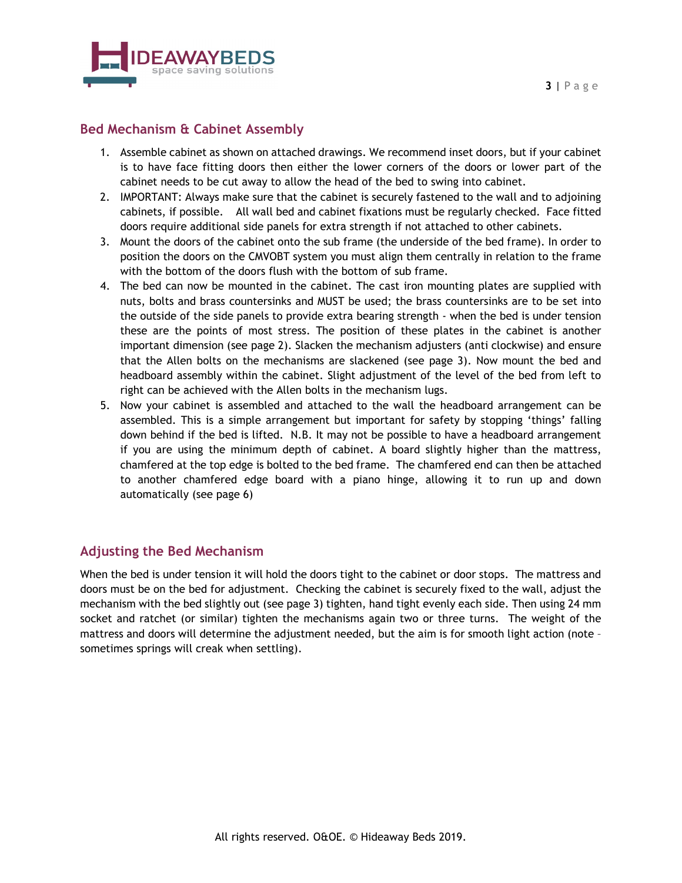## Bed Mechanism & Cabinet Assembly

1. Assemble cabinet as shown on attached drawings. We recommend inset doors, but if your cabinet is to have face fitting doors then either the lower corners of the doors or lower part of the cabinet needs to be cut away to allow the head of the bed to swing into cabinet.
2. IMPORTANT: Always make sure that the cabinet is securely fastened to the wall and to adjoining cabinets, if possible. All wall bed and cabinet fixations must be regularly checked. Face fitted doors require additional side panels for extra strength if not attached to other cabinets.
3. Mount the doors of the cabinet onto the sub frame (the underside of the bed frame). In order to position the doors on the CMVOBT system you must align them centrally in relation to the frame with the bottom of the doors flush with the bottom of sub frame.
4. The bed can now be mounted in the cabinet. The cast iron mounting plates are supplied with nuts, bolts and brass countersinks and MUST be used; the brass countersinks are to be set into the outside of the side panels to provide extra bearing strength - when the bed is under tension these are the points of most stress. The position of these plates in the cabinet is another important dimension (see page 2). Slacken the mechanism adjusters (anti clockwise) and ensure that the Allen bolts on the mechanisms are slackened (see page 3). Now mount the bed and headboard assembly within the cabinet. Slight adjustment of the level of the bed from left to right can be achieved with the Allen bolts in the mechanism lugs.
5. Now your cabinet is assembled and attached to the wall the headboard arrangement can be assembled. This is a simple arrangement but important for safety by stopping 'things' falling down behind if the bed is lifted. N.B. It may not be possible to have a headboard arrangement if you are using the minimum depth of cabinet. A board slightly higher than the mattress, chamfered at the top edge is bolted to the bed frame. The chamfered end can then be attached to another chamfered edge board with a piano hinge, allowing it to run up and down automatically (see page 6)

## Adjusting the Bed Mechanism

When the bed is under tension it will hold the doors tight to the cabinet or door stops. The mattress and doors must be on the bed for adjustment. Checking the cabinet is securely fixed to the wall, adjust the mechanism with the bed slightly out (see page 3) tighten, hand tight evenly each side. Then using 24 mm socket and ratchet (or similar) tighten the mechanisms again two or three turns. The weight of the mattress and doors will determine the adjustment needed, but the aim is for smooth light action (note – sometimes springs will creak when settling).

All rights reserved. O&OE. © Hideaway Beds 2019.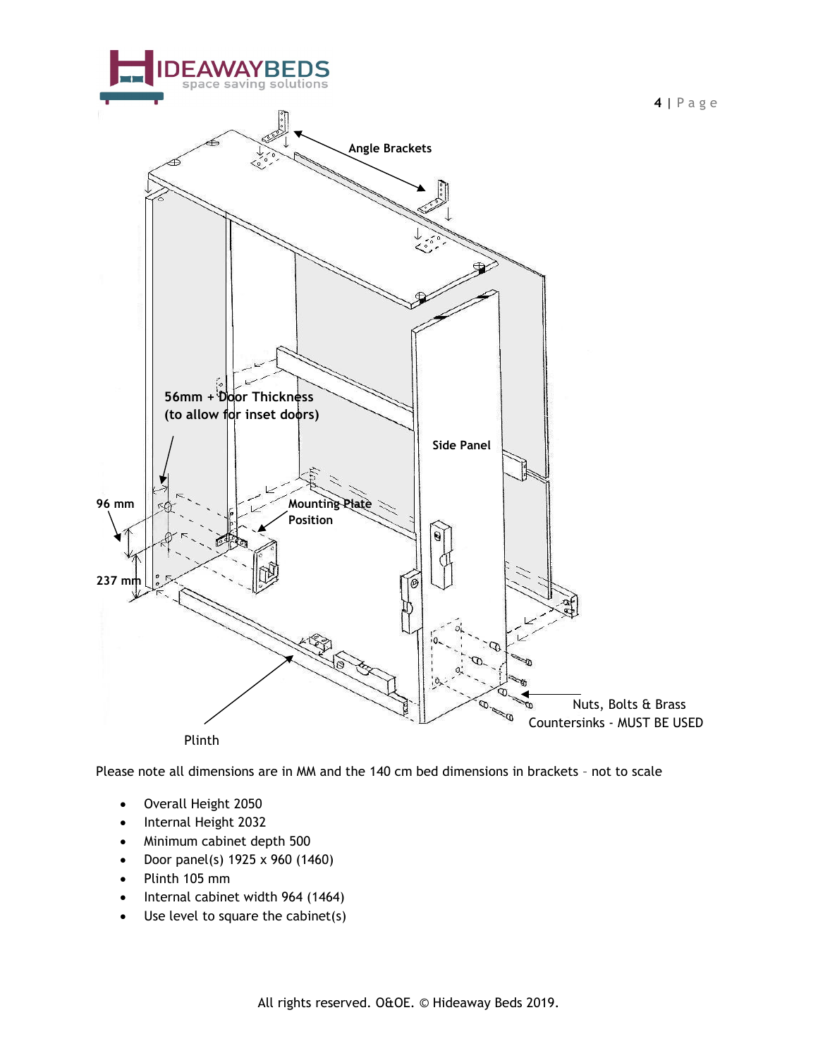Angle Brackets

56mm + Door Thickness (to allow for inset doors)

96 mm

237 mm

Mounting Plate Position

Side Panel

Nuts, Bolts & Brass Countersinks - MUST BE USED

Plinth

Please note all dimensions are in MM and the 140 cm bed dimensions in brackets – not to scale

- Overall Height 2050
- Internal Height 2032
- Minimum cabinet depth 500
- Door panel(s) 1925 x 960 (1460)
- Plinth 105 mm
- Internal cabinet width 964 (1464)
- Use level to square the cabinet(s)

All rights reserved. O&OE. © Hideaway Beds 2019.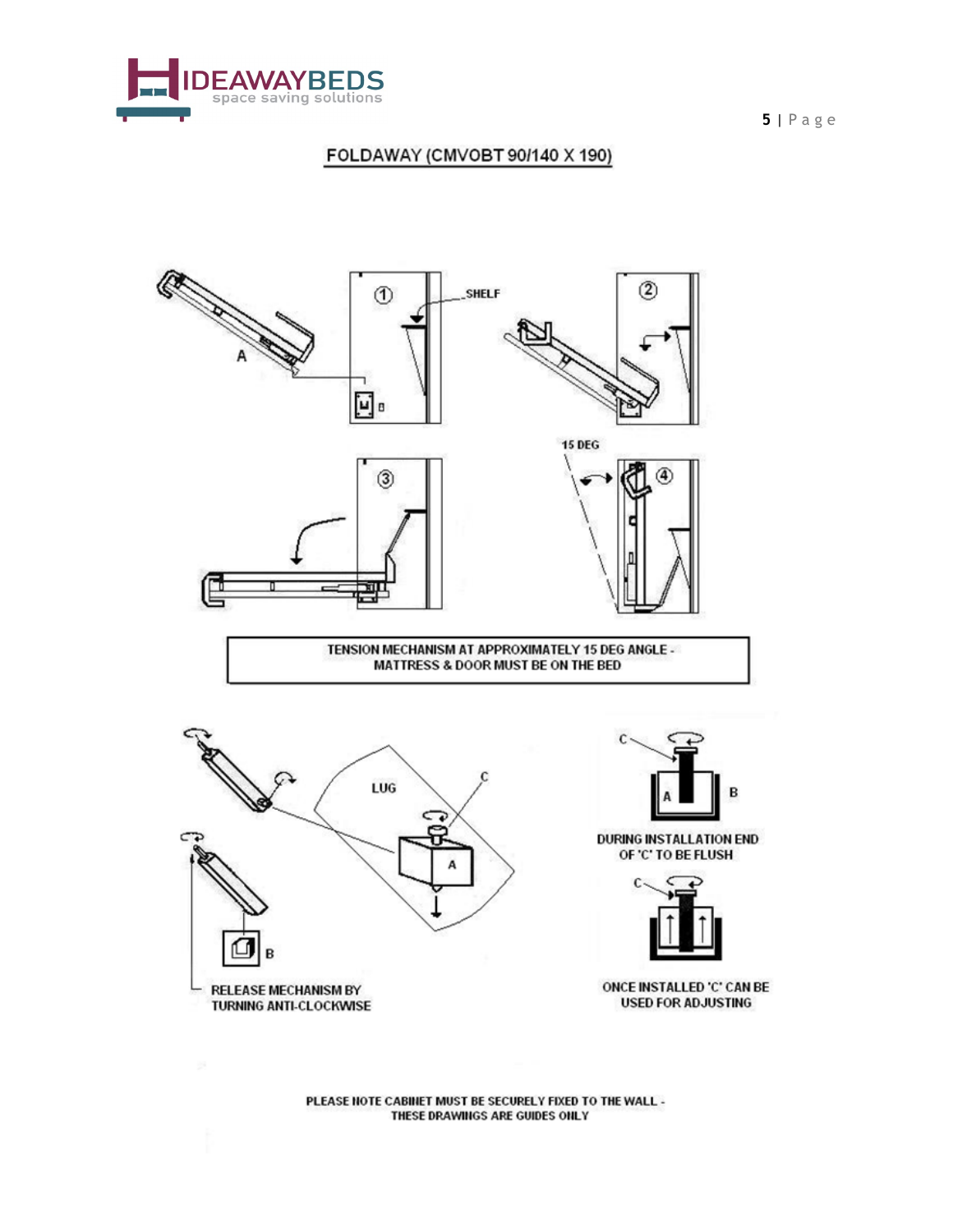## FOLDAWAY (CMVOBT 90/140 X 190)

TENSION MECHANISM AT APPROXIMATELY 15 DEG ANGLE - MATTRESS & DOOR MUST BE ON THE BED

RELEASE MECHANISM BY TURNING ANTI-CLOCKWISE

DURING INSTALLATION END OF 'C' TO BE FLUSH

ONCE INSTALLED 'C' CAN BE USED FOR ADJUSTING

PLEASE NOTE CABINET MUST BE SECURELY FIXED TO THE WALL - THESE DRAWINGS ARE GUIDES ONLY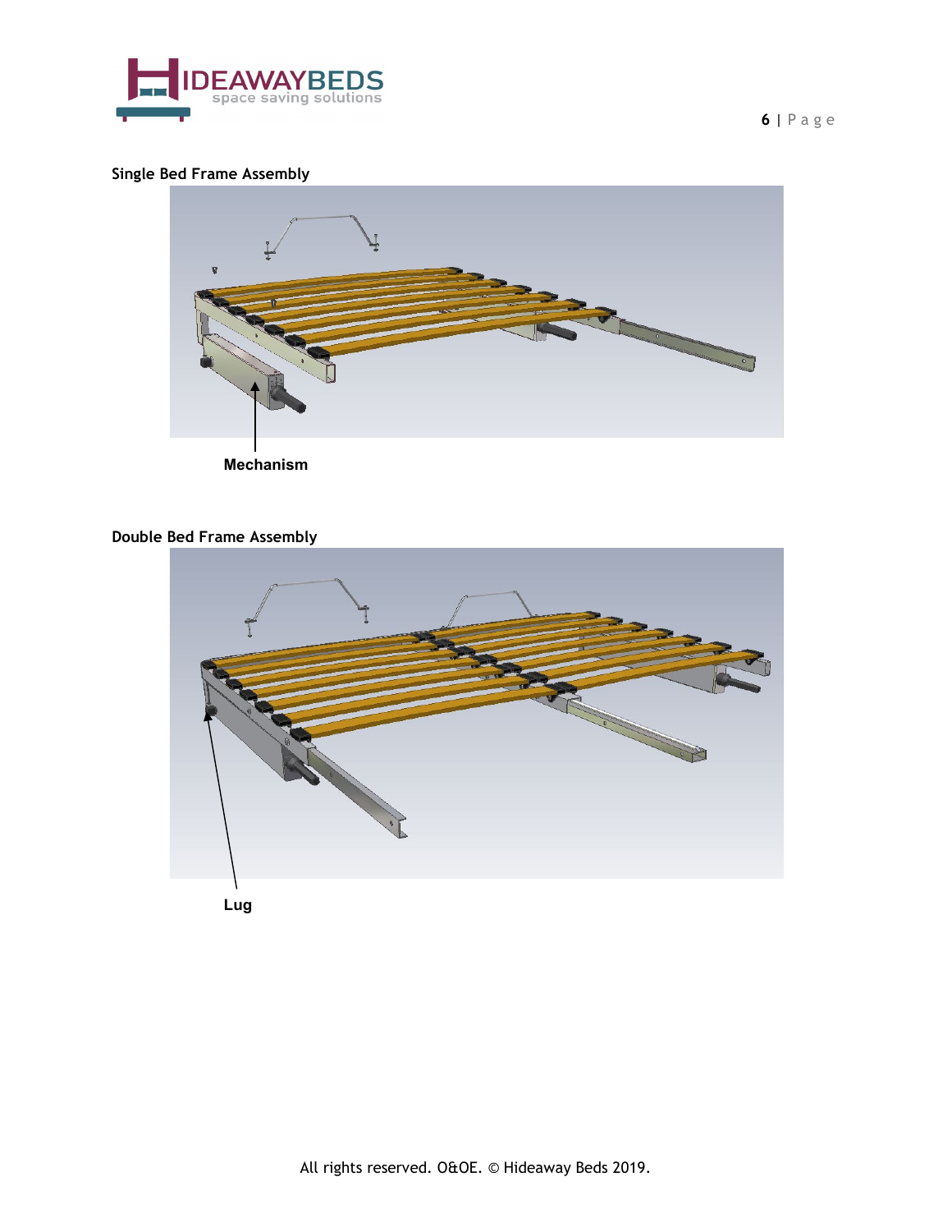**Single Bed Frame Assembly**

Mechanism

**Double Bed Frame Assembly**

Lug

All rights reserved. O&OE. © Hideaway Beds 2019.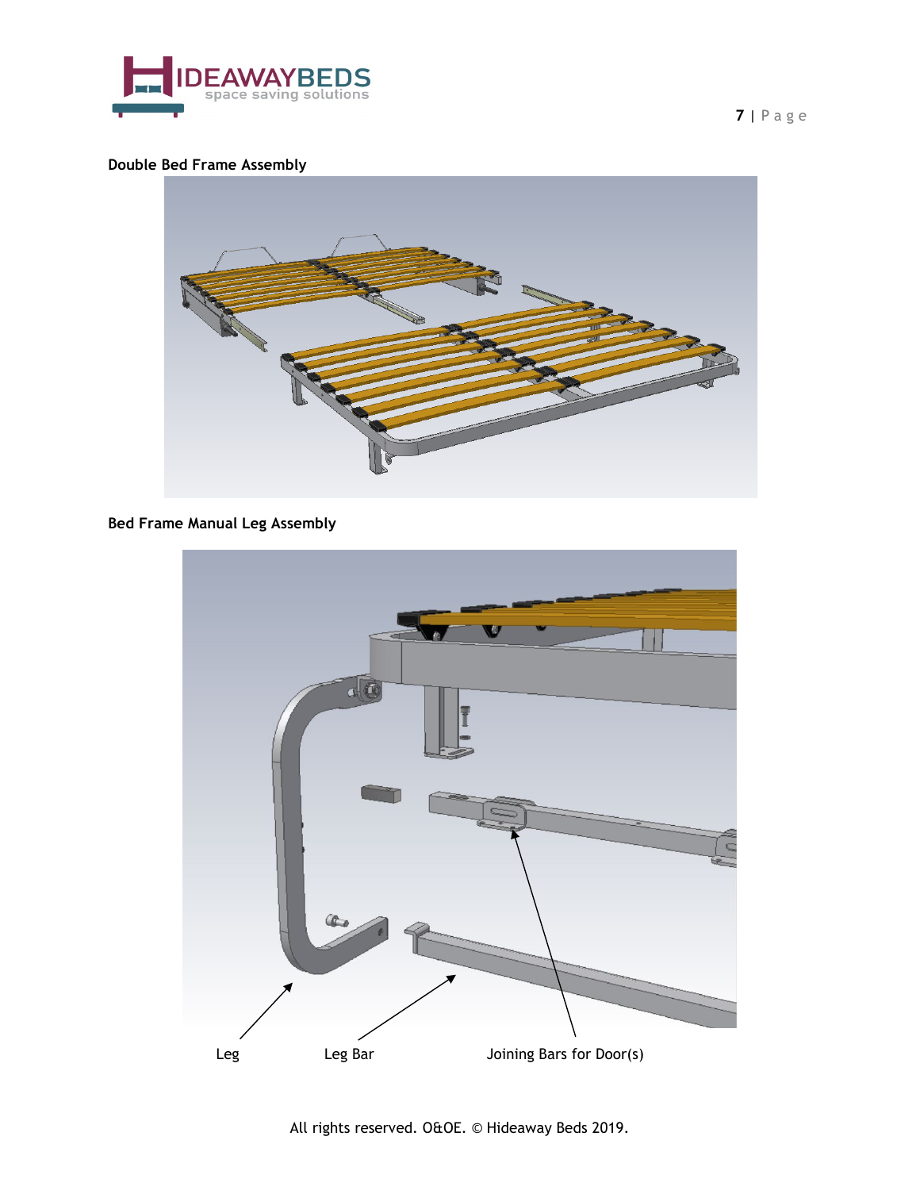**Double Bed Frame Assembly**

**Bed Frame Manual Leg Assembly**

Leg

Leg Bar

Joining Bars for Door(s)

All rights reserved. O&OE. © Hideaway Beds 2019.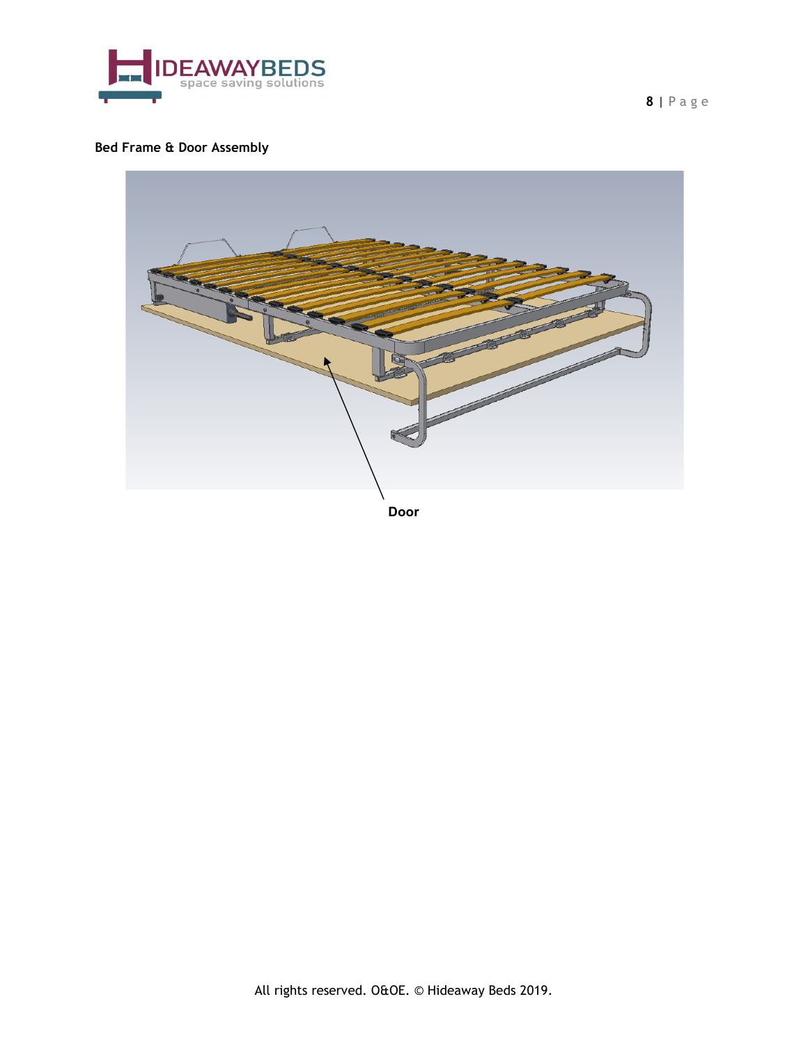**Bed Frame & Door Assembly**

Door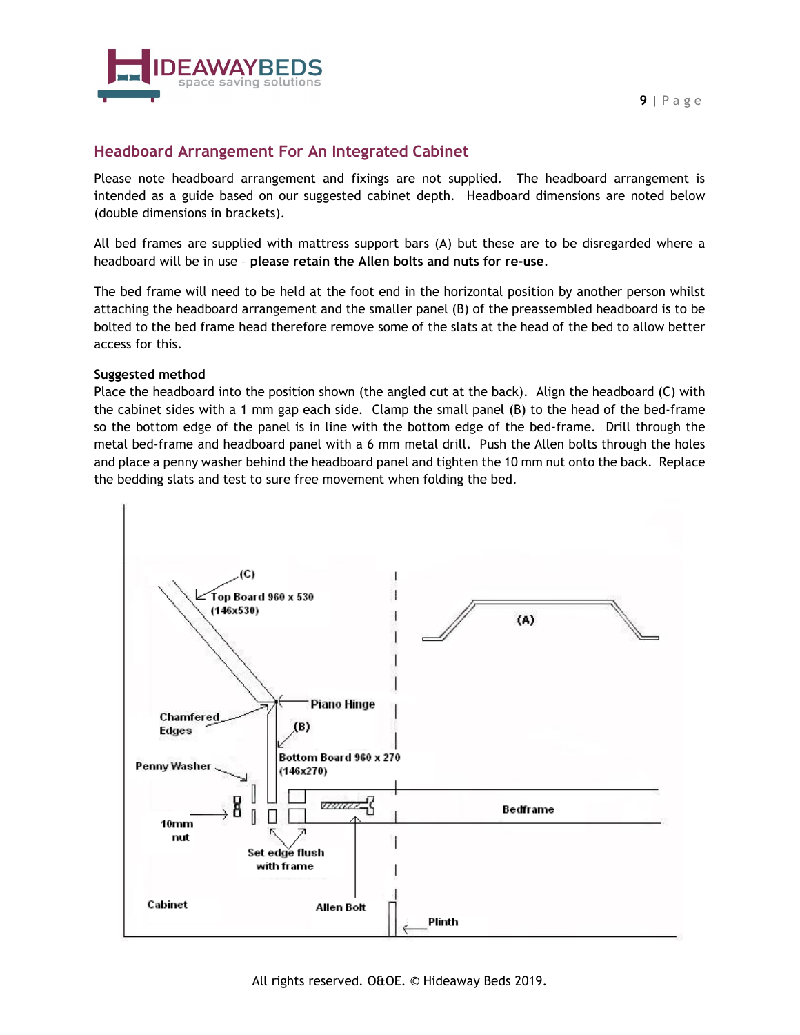## Headboard Arrangement For An Integrated Cabinet

Please note headboard arrangement and fixings are not supplied. The headboard arrangement is intended as a guide based on our suggested cabinet depth. Headboard dimensions are noted below (double dimensions in brackets).

All bed frames are supplied with mattress support bars (A) but these are to be disregarded where a headboard will be in use – **please retain the Allen bolts and nuts for re-use**.

The bed frame will need to be held at the foot end in the horizontal position by another person whilst attaching the headboard arrangement and the smaller panel (B) of the preassembled headboard is to be bolted to the bed frame head therefore remove some of the slats at the head of the bed to allow better access for this.

**Suggested method**

Place the headboard into the position shown (the angled cut at the back). Align the headboard (C) with the cabinet sides with a 1 mm gap each side. Clamp the small panel (B) to the head of the bed-frame so the bottom edge of the panel is in line with the bottom edge of the bed-frame. Drill through the metal bed-frame and headboard panel with a 6 mm metal drill. Push the Allen bolts through the holes and place a penny washer behind the headboard panel and tighten the 10 mm nut onto the back. Replace the bedding slats and test to sure free movement when folding the bed.

(C) Top Board 960 x 530 (146x530)

(A)

Piano Hinge

Chamfered Edges

(B) Bottom Board 960 x 270 (146x270)

Penny Washer

10mm nut

Bedframe

Set edge flush with frame

Cabinet

Allen Bolt

Plinth

All rights reserved. O&OE. © Hideaway Beds 2019.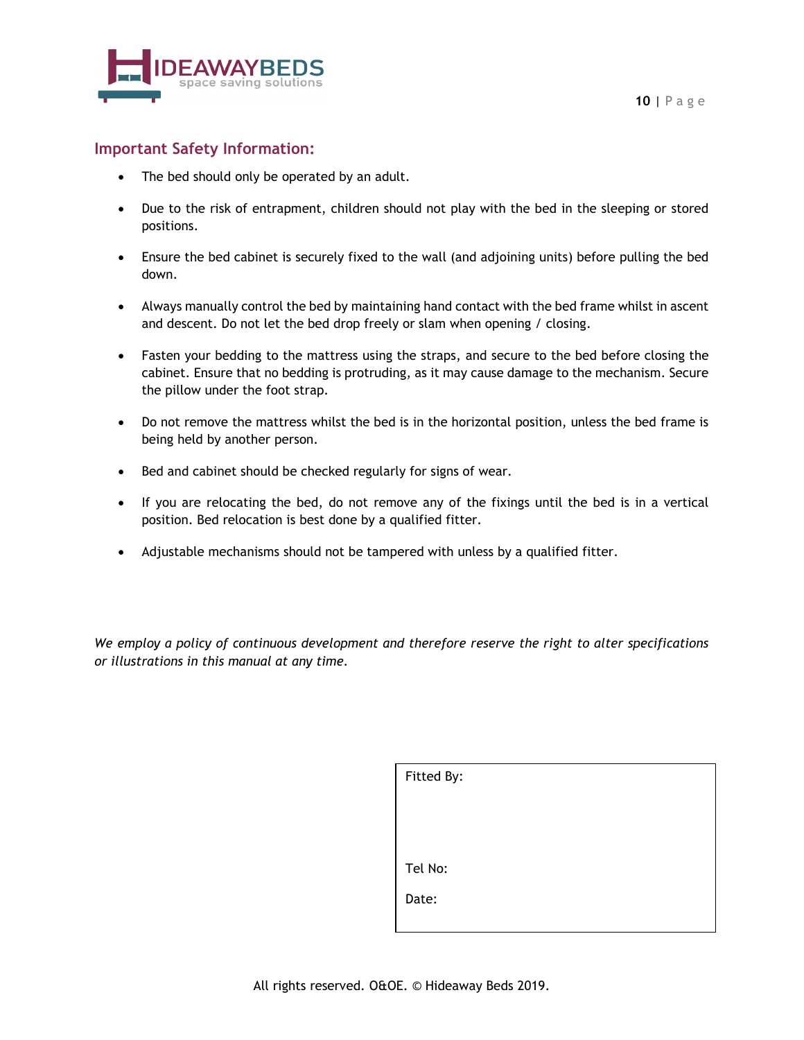## Important Safety Information:

- The bed should only be operated by an adult.
- Due to the risk of entrapment, children should not play with the bed in the sleeping or stored positions.
- Ensure the bed cabinet is securely fixed to the wall (and adjoining units) before pulling the bed down.
- Always manually control the bed by maintaining hand contact with the bed frame whilst in ascent and descent. Do not let the bed drop freely or slam when opening / closing.
- Fasten your bedding to the mattress using the straps, and secure to the bed before closing the cabinet. Ensure that no bedding is protruding, as it may cause damage to the mechanism. Secure the pillow under the foot strap.
- Do not remove the mattress whilst the bed is in the horizontal position, unless the bed frame is being held by another person.
- Bed and cabinet should be checked regularly for signs of wear.
- If you are relocating the bed, do not remove any of the fixings until the bed is in a vertical position. Bed relocation is best done by a qualified fitter.
- Adjustable mechanisms should not be tampered with unless by a qualified fitter.

*We employ a policy of continuous development and therefore reserve the right to alter specifications or illustrations in this manual at any time.*

Fitted By:

Tel No:

Date:

All rights reserved. O&OE. © Hideaway Beds 2019.